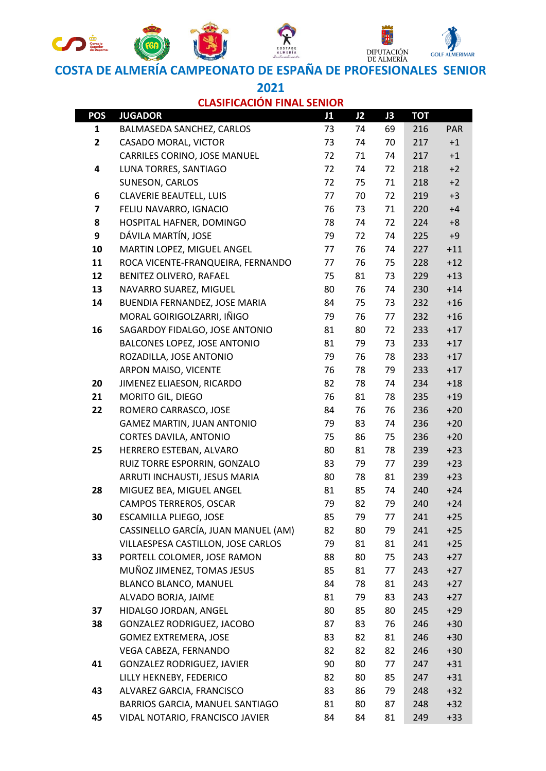# COSTA DE ALMERÍA CAMPEONATO DE ESPAÑA DE PROFESIONALES SENIOR

# 2021

## CLASIFICACIÓN FINAL SENIOR

| POS | JUGADOR | J1 | J2 | J3 | TOT | |
|---|---|---|---|---|---|---|
| **1** | BALMASEDA SANCHEZ, CARLOS | 73 | 74 | 69 | 216 | PAR |
| **2** | CASADO MORAL, VICTOR | 73 | 74 | 70 | 217 | +1 |
| | CARRILES CORINO, JOSE MANUEL | 72 | 71 | 74 | 217 | +1 |
| **4** | LUNA TORRES, SANTIAGO | 72 | 74 | 72 | 218 | +2 |
| | SUNESON, CARLOS | 72 | 75 | 71 | 218 | +2 |
| **6** | CLAVERIE BEAUTELL, LUIS | 77 | 70 | 72 | 219 | +3 |
| **7** | FELIU NAVARRO, IGNACIO | 76 | 73 | 71 | 220 | +4 |
| **8** | HOSPITAL HAFNER, DOMINGO | 78 | 74 | 72 | 224 | +8 |
| **9** | DÁVILA MARTÍN, JOSE | 79 | 72 | 74 | 225 | +9 |
| **10** | MARTIN LOPEZ, MIGUEL ANGEL | 77 | 76 | 74 | 227 | +11 |
| **11** | ROCA VICENTE-FRANQUEIRA, FERNANDO | 77 | 76 | 75 | 228 | +12 |
| **12** | BENITEZ OLIVERO, RAFAEL | 75 | 81 | 73 | 229 | +13 |
| **13** | NAVARRO SUAREZ, MIGUEL | 80 | 76 | 74 | 230 | +14 |
| **14** | BUENDIA FERNANDEZ, JOSE MARIA | 84 | 75 | 73 | 232 | +16 |
| | MORAL GOIRIGOLZARRI, IÑIGO | 79 | 76 | 77 | 232 | +16 |
| **16** | SAGARDOY FIDALGO, JOSE ANTONIO | 81 | 80 | 72 | 233 | +17 |
| | BALCONES LOPEZ, JOSE ANTONIO | 81 | 79 | 73 | 233 | +17 |
| | ROZADILLA, JOSE ANTONIO | 79 | 76 | 78 | 233 | +17 |
| | ARPON MAISO, VICENTE | 76 | 78 | 79 | 233 | +17 |
| **20** | JIMENEZ ELIAESON, RICARDO | 82 | 78 | 74 | 234 | +18 |
| **21** | MORITO GIL, DIEGO | 76 | 81 | 78 | 235 | +19 |
| **22** | ROMERO CARRASCO, JOSE | 84 | 76 | 76 | 236 | +20 |
| | GAMEZ MARTIN, JUAN ANTONIO | 79 | 83 | 74 | 236 | +20 |
| | CORTES DAVILA, ANTONIO | 75 | 86 | 75 | 236 | +20 |
| **25** | HERRERO ESTEBAN, ALVARO | 80 | 81 | 78 | 239 | +23 |
| | RUIZ TORRE ESPORRIN, GONZALO | 83 | 79 | 77 | 239 | +23 |
| | ARRUTI INCHAUSTI, JESUS MARIA | 80 | 78 | 81 | 239 | +23 |
| **28** | MIGUEZ BEA, MIGUEL ANGEL | 81 | 85 | 74 | 240 | +24 |
| | CAMPOS TERREROS, OSCAR | 79 | 82 | 79 | 240 | +24 |
| **30** | ESCAMILLA PLIEGO, JOSE | 85 | 79 | 77 | 241 | +25 |
| | CASSINELLO GARCÍA, JUAN MANUEL (AM) | 82 | 80 | 79 | 241 | +25 |
| | VILLAESPESA CASTILLON, JOSE CARLOS | 79 | 81 | 81 | 241 | +25 |
| **33** | PORTELL COLOMER, JOSE RAMON | 88 | 80 | 75 | 243 | +27 |
| | MUÑOZ JIMENEZ, TOMAS JESUS | 85 | 81 | 77 | 243 | +27 |
| | BLANCO BLANCO, MANUEL | 84 | 78 | 81 | 243 | +27 |
| | ALVADO BORJA, JAIME | 81 | 79 | 83 | 243 | +27 |
| **37** | HIDALGO JORDAN, ANGEL | 80 | 85 | 80 | 245 | +29 |
| **38** | GONZALEZ RODRIGUEZ, JACOBO | 87 | 83 | 76 | 246 | +30 |
| | GOMEZ EXTREMERA, JOSE | 83 | 82 | 81 | 246 | +30 |
| | VEGA CABEZA, FERNANDO | 82 | 82 | 82 | 246 | +30 |
| **41** | GONZALEZ RODRIGUEZ, JAVIER | 90 | 80 | 77 | 247 | +31 |
| | LILLY HEKNEBY, FEDERICO | 82 | 80 | 85 | 247 | +31 |
| **43** | ALVAREZ GARCIA, FRANCISCO | 83 | 86 | 79 | 248 | +32 |
| | BARRIOS GARCIA, MANUEL SANTIAGO | 81 | 80 | 87 | 248 | +32 |
| **45** | VIDAL NOTARIO, FRANCISCO JAVIER | 84 | 84 | 81 | 249 | +33 |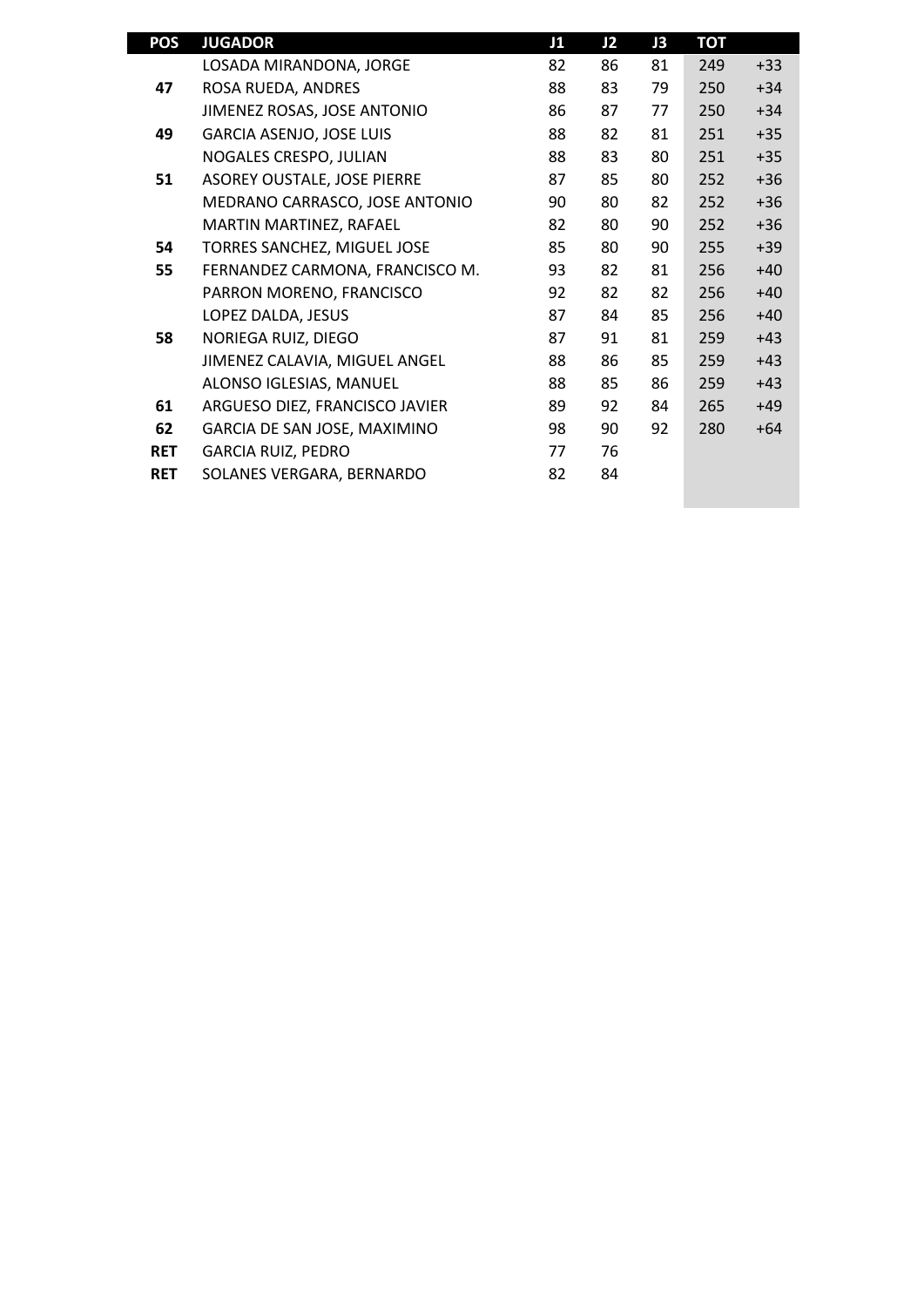| POS | JUGADOR | J1 | J2 | J3 | TOT | |
|---|---|---|---|---|---|---|
| | LOSADA MIRANDONA, JORGE | 82 | 86 | 81 | 249 | +33 |
| **47** | ROSA RUEDA, ANDRES | 88 | 83 | 79 | 250 | +34 |
| | JIMENEZ ROSAS, JOSE ANTONIO | 86 | 87 | 77 | 250 | +34 |
| **49** | GARCIA ASENJO, JOSE LUIS | 88 | 82 | 81 | 251 | +35 |
| | NOGALES CRESPO, JULIAN | 88 | 83 | 80 | 251 | +35 |
| **51** | ASOREY OUSTALE, JOSE PIERRE | 87 | 85 | 80 | 252 | +36 |
| | MEDRANO CARRASCO, JOSE ANTONIO | 90 | 80 | 82 | 252 | +36 |
| | MARTIN MARTINEZ, RAFAEL | 82 | 80 | 90 | 252 | +36 |
| **54** | TORRES SANCHEZ, MIGUEL JOSE | 85 | 80 | 90 | 255 | +39 |
| **55** | FERNANDEZ CARMONA, FRANCISCO M. | 93 | 82 | 81 | 256 | +40 |
| | PARRON MORENO, FRANCISCO | 92 | 82 | 82 | 256 | +40 |
| | LOPEZ DALDA, JESUS | 87 | 84 | 85 | 256 | +40 |
| **58** | NORIEGA RUIZ, DIEGO | 87 | 91 | 81 | 259 | +43 |
| | JIMENEZ CALAVIA, MIGUEL ANGEL | 88 | 86 | 85 | 259 | +43 |
| | ALONSO IGLESIAS, MANUEL | 88 | 85 | 86 | 259 | +43 |
| **61** | ARGUESO DIEZ, FRANCISCO JAVIER | 89 | 92 | 84 | 265 | +49 |
| **62** | GARCIA DE SAN JOSE, MAXIMINO | 98 | 90 | 92 | 280 | +64 |
| **RET** | GARCIA RUIZ, PEDRO | 77 | 76 | | | |
| **RET** | SOLANES VERGARA, BERNARDO | 82 | 84 | | | |